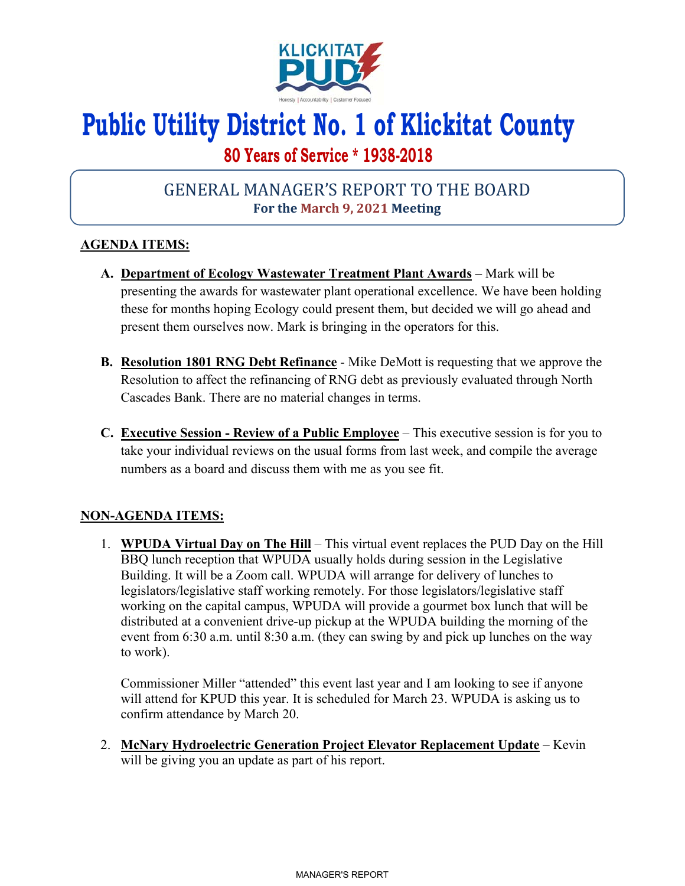KLICKITAT PUD

Honesty | Accountability | Customer Focused

# Public Utility District No. 1 of Klickitat County

**80 Years of Service * 1938-2018**

## GENERAL MANAGER'S REPORT TO THE BOARD

**For the March 9, 2021 Meeting**

**AGENDA ITEMS:**

A. **Department of Ecology Wastewater Treatment Plant Awards** – Mark will be presenting the awards for wastewater plant operational excellence. We have been holding these for months hoping Ecology could present them, but decided we will go ahead and present them ourselves now. Mark is bringing in the operators for this.

B. **Resolution 1801 RNG Debt Refinance** - Mike DeMott is requesting that we approve the Resolution to affect the refinancing of RNG debt as previously evaluated through North Cascades Bank. There are no material changes in terms.

C. **Executive Session - Review of a Public Employee** – This executive session is for you to take your individual reviews on the usual forms from last week, and compile the average numbers as a board and discuss them with me as you see fit.

**NON-AGENDA ITEMS:**

1. **WPUDA Virtual Day on The Hill** – This virtual event replaces the PUD Day on the Hill BBQ lunch reception that WPUDA usually holds during session in the Legislative Building. It will be a Zoom call. WPUDA will arrange for delivery of lunches to legislators/legislative staff working remotely. For those legislators/legislative staff working on the capital campus, WPUDA will provide a gourmet box lunch that will be distributed at a convenient drive-up pickup at the WPUDA building the morning of the event from 6:30 a.m. until 8:30 a.m. (they can swing by and pick up lunches on the way to work).

   Commissioner Miller "attended" this event last year and I am looking to see if anyone will attend for KPUD this year. It is scheduled for March 23. WPUDA is asking us to confirm attendance by March 20.

2. **McNary Hydroelectric Generation Project Elevator Replacement Update** – Kevin will be giving you an update as part of his report.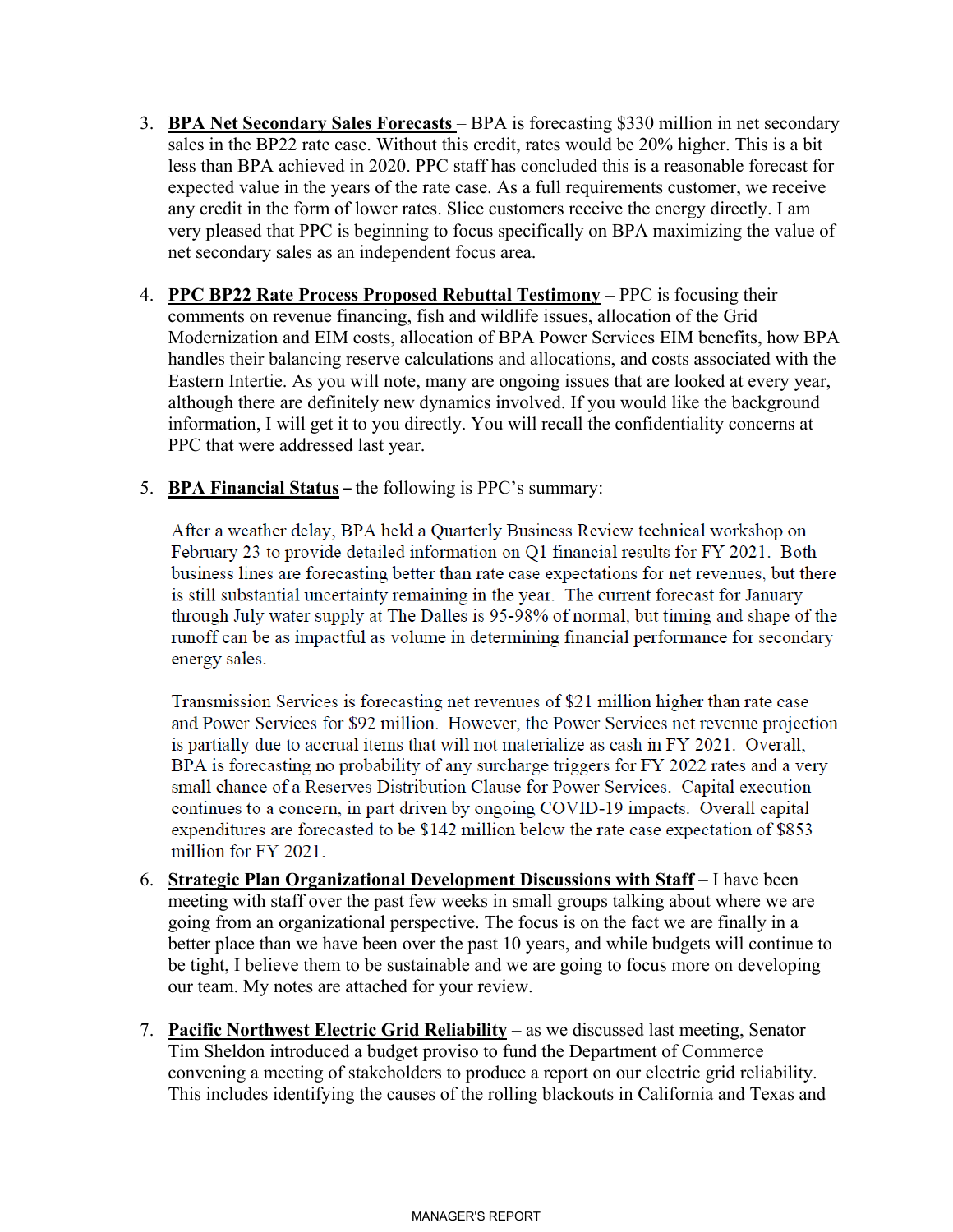3. **BPA Net Secondary Sales Forecasts** – BPA is forecasting $330 million in net secondary sales in the BP22 rate case. Without this credit, rates would be 20% higher. This is a bit less than BPA achieved in 2020. PPC staff has concluded this is a reasonable forecast for expected value in the years of the rate case. As a full requirements customer, we receive any credit in the form of lower rates. Slice customers receive the energy directly. I am very pleased that PPC is beginning to focus specifically on BPA maximizing the value of net secondary sales as an independent focus area.

4. **PPC BP22 Rate Process Proposed Rebuttal Testimony** – PPC is focusing their comments on revenue financing, fish and wildlife issues, allocation of the Grid Modernization and EIM costs, allocation of BPA Power Services EIM benefits, how BPA handles their balancing reserve calculations and allocations, and costs associated with the Eastern Intertie. As you will note, many are ongoing issues that are looked at every year, although there are definitely new dynamics involved. If you would like the background information, I will get it to you directly. You will recall the confidentiality concerns at PPC that were addressed last year.

5. **BPA Financial Status** – the following is PPC's summary:

   After a weather delay, BPA held a Quarterly Business Review technical workshop on February 23 to provide detailed information on Q1 financial results for FY 2021. Both business lines are forecasting better than rate case expectations for net revenues, but there is still substantial uncertainty remaining in the year. The current forecast for January through July water supply at The Dalles is 95-98% of normal, but timing and shape of the runoff can be as impactful as volume in determining financial performance for secondary energy sales.

   Transmission Services is forecasting net revenues of $21 million higher than rate case and Power Services for $92 million. However, the Power Services net revenue projection is partially due to accrual items that will not materialize as cash in FY 2021. Overall, BPA is forecasting no probability of any surcharge triggers for FY 2022 rates and a very small chance of a Reserves Distribution Clause for Power Services. Capital execution continues to a concern, in part driven by ongoing COVID-19 impacts. Overall capital expenditures are forecasted to be $142 million below the rate case expectation of $853 million for FY 2021.

6. **Strategic Plan Organizational Development Discussions with Staff** – I have been meeting with staff over the past few weeks in small groups talking about where we are going from an organizational perspective. The focus is on the fact we are finally in a better place than we have been over the past 10 years, and while budgets will continue to be tight, I believe them to be sustainable and we are going to focus more on developing our team. My notes are attached for your review.

7. **Pacific Northwest Electric Grid Reliability** – as we discussed last meeting, Senator Tim Sheldon introduced a budget proviso to fund the Department of Commerce convening a meeting of stakeholders to produce a report on our electric grid reliability. This includes identifying the causes of the rolling blackouts in California and Texas and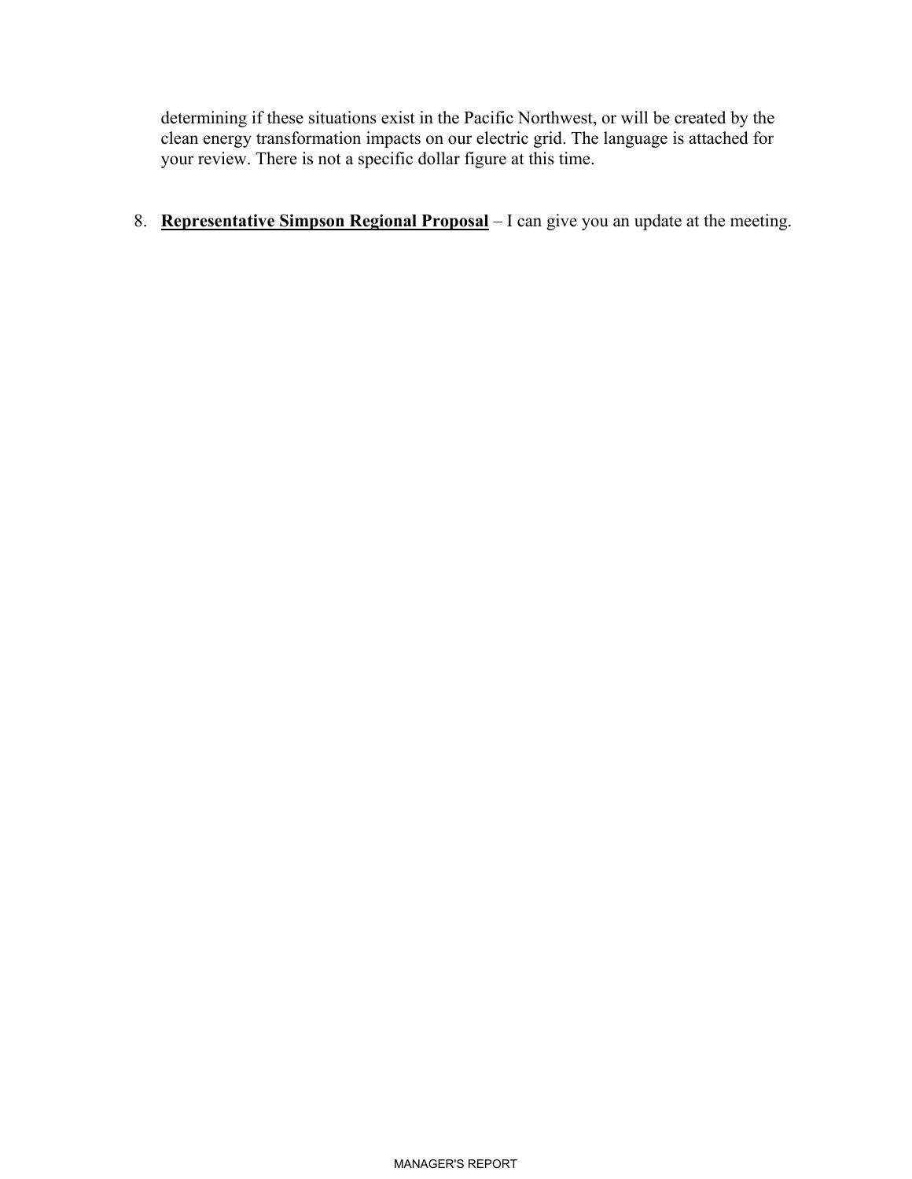determining if these situations exist in the Pacific Northwest, or will be created by the clean energy transformation impacts on our electric grid. The language is attached for your review. There is not a specific dollar figure at this time.

8. **Representative Simpson Regional Proposal** – I can give you an update at the meeting.